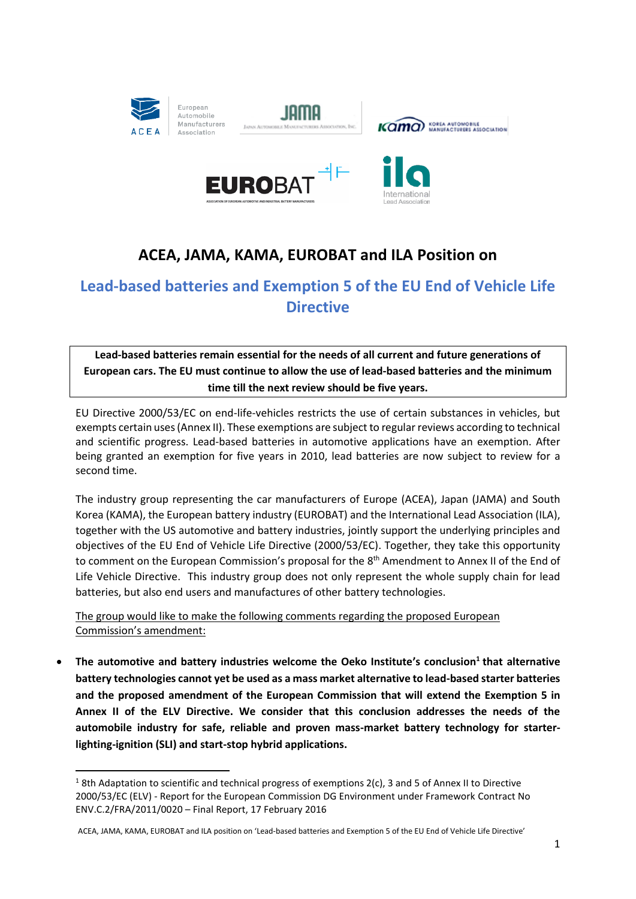# ACEA, JAMA, KAMA, EUROBAT and ILA Position on

## Lead-based batteries and Exemption 5 of the EU End of Vehicle Life Directive

**Lead-based batteries remain essential for the needs of all current and future generations of European cars. The EU must continue to allow the use of lead-based batteries and the minimum time till the next review should be five years.**

EU Directive 2000/53/EC on end-life-vehicles restricts the use of certain substances in vehicles, but exempts certain uses (Annex II). These exemptions are subject to regular reviews according to technical and scientific progress. Lead-based batteries in automotive applications have an exemption. After being granted an exemption for five years in 2010, lead batteries are now subject to review for a second time.

The industry group representing the car manufacturers of Europe (ACEA), Japan (JAMA) and South Korea (KAMA), the European battery industry (EUROBAT) and the International Lead Association (ILA), together with the US automotive and battery industries, jointly support the underlying principles and objectives of the EU End of Vehicle Life Directive (2000/53/EC). Together, they take this opportunity to comment on the European Commission's proposal for the 8th Amendment to Annex II of the End of Life Vehicle Directive. This industry group does not only represent the whole supply chain for lead batteries, but also end users and manufactures of other battery technologies.

The group would like to make the following comments regarding the proposed European Commission's amendment:

- **The automotive and battery industries welcome the Oeko Institute's conclusion[1] that alternative battery technologies cannot yet be used as a mass market alternative to lead-based starter batteries and the proposed amendment of the European Commission that will extend the Exemption 5 in Annex II of the ELV Directive. We consider that this conclusion addresses the needs of the automobile industry for safe, reliable and proven mass-market battery technology for starter-lighting-ignition (SLI) and start-stop hybrid applications.**

[1] 8th Adaptation to scientific and technical progress of exemptions 2(c), 3 and 5 of Annex II to Directive 2000/53/EC (ELV) - Report for the European Commission DG Environment under Framework Contract No ENV.C.2/FRA/2011/0020 – Final Report, 17 February 2016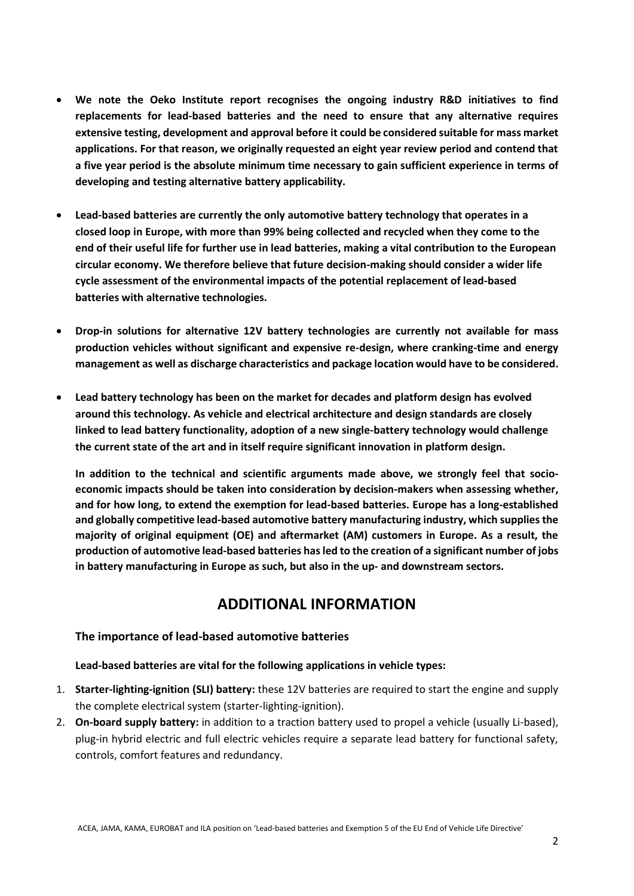- **We note the Oeko Institute report recognises the ongoing industry R&D initiatives to find replacements for lead-based batteries and the need to ensure that any alternative requires extensive testing, development and approval before it could be considered suitable for mass market applications. For that reason, we originally requested an eight year review period and contend that a five year period is the absolute minimum time necessary to gain sufficient experience in terms of developing and testing alternative battery applicability.**

- **Lead-based batteries are currently the only automotive battery technology that operates in a closed loop in Europe, with more than 99% being collected and recycled when they come to the end of their useful life for further use in lead batteries, making a vital contribution to the European circular economy. We therefore believe that future decision-making should consider a wider life cycle assessment of the environmental impacts of the potential replacement of lead-based batteries with alternative technologies.**

- **Drop-in solutions for alternative 12V battery technologies are currently not available for mass production vehicles without significant and expensive re-design, where cranking-time and energy management as well as discharge characteristics and package location would have to be considered.**

- **Lead battery technology has been on the market for decades and platform design has evolved around this technology. As vehicle and electrical architecture and design standards are closely linked to lead battery functionality, adoption of a new single-battery technology would challenge the current state of the art and in itself require significant innovation in platform design.**

  **In addition to the technical and scientific arguments made above, we strongly feel that socio-economic impacts should be taken into consideration by decision-makers when assessing whether, and for how long, to extend the exemption for lead-based batteries. Europe has a long-established and globally competitive lead-based automotive battery manufacturing industry, which supplies the majority of original equipment (OE) and aftermarket (AM) customers in Europe. As a result, the production of automotive lead-based batteries has led to the creation of a significant number of jobs in battery manufacturing in Europe as such, but also in the up- and downstream sectors.**

## ADDITIONAL INFORMATION

### The importance of lead-based automotive batteries

**Lead-based batteries are vital for the following applications in vehicle types:**

1. **Starter-lighting-ignition (SLI) battery:** these 12V batteries are required to start the engine and supply the complete electrical system (starter-lighting-ignition).
2. **On-board supply battery:** in addition to a traction battery used to propel a vehicle (usually Li-based), plug-in hybrid electric and full electric vehicles require a separate lead battery for functional safety, controls, comfort features and redundancy.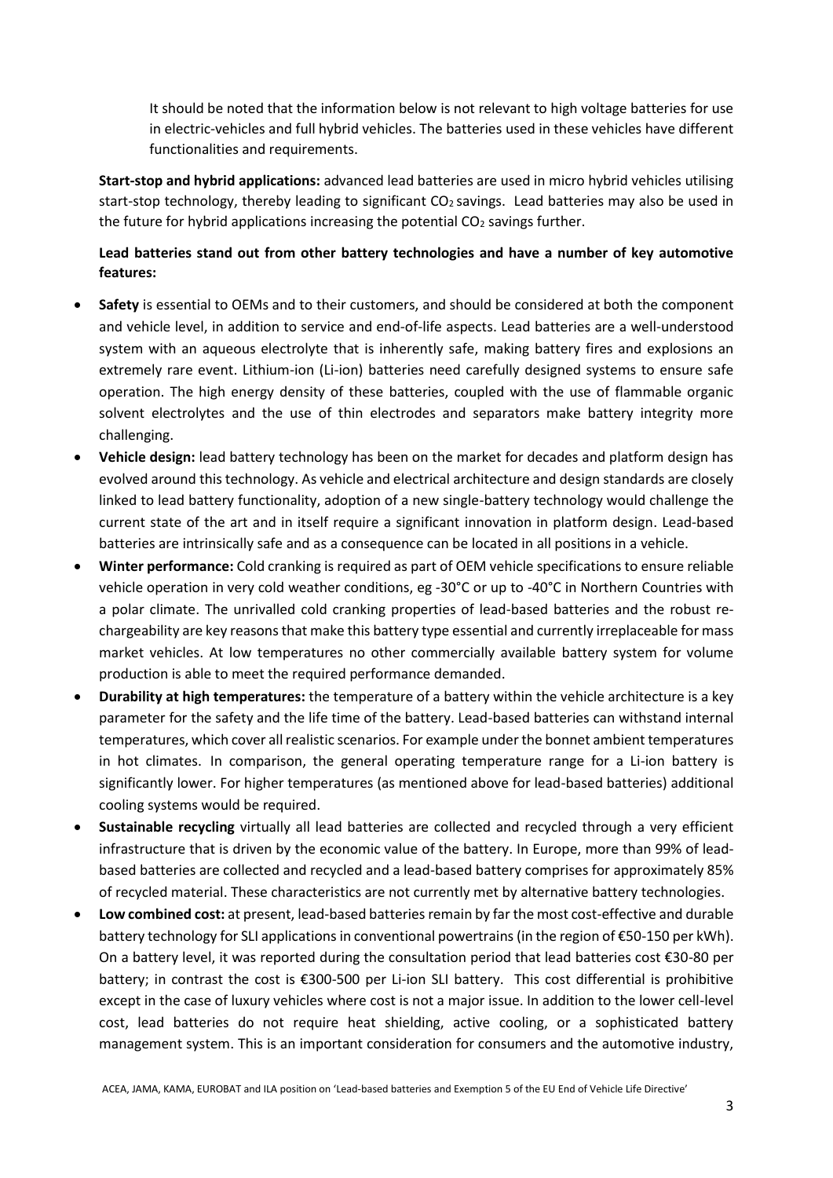It should be noted that the information below is not relevant to high voltage batteries for use in electric-vehicles and full hybrid vehicles. The batteries used in these vehicles have different functionalities and requirements.

**Start-stop and hybrid applications:** advanced lead batteries are used in micro hybrid vehicles utilising start-stop technology, thereby leading to significant $CO_2$ savings. Lead batteries may also be used in the future for hybrid applications increasing the potential $CO_2$ savings further.

**Lead batteries stand out from other battery technologies and have a number of key automotive features:**

- **Safety** is essential to OEMs and to their customers, and should be considered at both the component and vehicle level, in addition to service and end-of-life aspects. Lead batteries are a well-understood system with an aqueous electrolyte that is inherently safe, making battery fires and explosions an extremely rare event. Lithium-ion (Li-ion) batteries need carefully designed systems to ensure safe operation. The high energy density of these batteries, coupled with the use of flammable organic solvent electrolytes and the use of thin electrodes and separators make battery integrity more challenging.
- **Vehicle design:** lead battery technology has been on the market for decades and platform design has evolved around this technology. As vehicle and electrical architecture and design standards are closely linked to lead battery functionality, adoption of a new single-battery technology would challenge the current state of the art and in itself require a significant innovation in platform design. Lead-based batteries are intrinsically safe and as a consequence can be located in all positions in a vehicle.
- **Winter performance:** Cold cranking is required as part of OEM vehicle specifications to ensure reliable vehicle operation in very cold weather conditions, eg -30°C or up to -40°C in Northern Countries with a polar climate. The unrivalled cold cranking properties of lead-based batteries and the robust re-chargeability are key reasons that make this battery type essential and currently irreplaceable for mass market vehicles. At low temperatures no other commercially available battery system for volume production is able to meet the required performance demanded.
- **Durability at high temperatures:** the temperature of a battery within the vehicle architecture is a key parameter for the safety and the life time of the battery. Lead-based batteries can withstand internal temperatures, which cover all realistic scenarios. For example under the bonnet ambient temperatures in hot climates. In comparison, the general operating temperature range for a Li-ion battery is significantly lower. For higher temperatures (as mentioned above for lead-based batteries) additional cooling systems would be required.
- **Sustainable recycling** virtually all lead batteries are collected and recycled through a very efficient infrastructure that is driven by the economic value of the battery. In Europe, more than 99% of lead-based batteries are collected and recycled and a lead-based battery comprises for approximately 85% of recycled material. These characteristics are not currently met by alternative battery technologies.
- **Low combined cost:** at present, lead-based batteries remain by far the most cost-effective and durable battery technology for SLI applications in conventional powertrains (in the region of €50-150 per kWh). On a battery level, it was reported during the consultation period that lead batteries cost €30-80 per battery; in contrast the cost is €300-500 per Li-ion SLI battery. This cost differential is prohibitive except in the case of luxury vehicles where cost is not a major issue. In addition to the lower cell-level cost, lead batteries do not require heat shielding, active cooling, or a sophisticated battery management system. This is an important consideration for consumers and the automotive industry,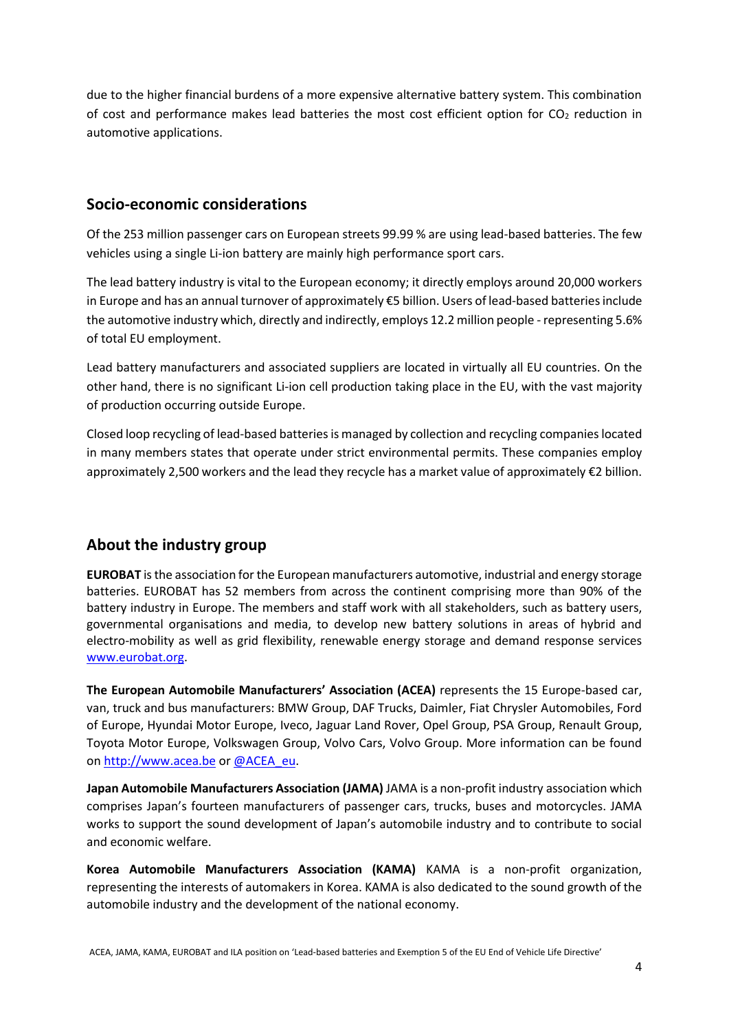due to the higher financial burdens of a more expensive alternative battery system. This combination of cost and performance makes lead batteries the most cost efficient option for $CO_2$ reduction in automotive applications.

## Socio-economic considerations

Of the 253 million passenger cars on European streets 99.99 % are using lead-based batteries. The few vehicles using a single Li-ion battery are mainly high performance sport cars.

The lead battery industry is vital to the European economy; it directly employs around 20,000 workers in Europe and has an annual turnover of approximately €5 billion. Users of lead-based batteries include the automotive industry which, directly and indirectly, employs 12.2 million people - representing 5.6% of total EU employment.

Lead battery manufacturers and associated suppliers are located in virtually all EU countries. On the other hand, there is no significant Li-ion cell production taking place in the EU, with the vast majority of production occurring outside Europe.

Closed loop recycling of lead-based batteries is managed by collection and recycling companies located in many members states that operate under strict environmental permits. These companies employ approximately 2,500 workers and the lead they recycle has a market value of approximately €2 billion.

## About the industry group

**EUROBAT** is the association for the European manufacturers automotive, industrial and energy storage batteries. EUROBAT has 52 members from across the continent comprising more than 90% of the battery industry in Europe. The members and staff work with all stakeholders, such as battery users, governmental organisations and media, to develop new battery solutions in areas of hybrid and electro-mobility as well as grid flexibility, renewable energy storage and demand response services [www.eurobat.org](www.eurobat.org).

**The European Automobile Manufacturers' Association (ACEA)** represents the 15 Europe-based car, van, truck and bus manufacturers: BMW Group, DAF Trucks, Daimler, Fiat Chrysler Automobiles, Ford of Europe, Hyundai Motor Europe, Iveco, Jaguar Land Rover, Opel Group, PSA Group, Renault Group, Toyota Motor Europe, Volkswagen Group, Volvo Cars, Volvo Group. More information can be found on [http://www.acea.be](http://www.acea.be) or [@ACEA_eu](@ACEA_eu).

**Japan Automobile Manufacturers Association (JAMA)** JAMA is a non-profit industry association which comprises Japan's fourteen manufacturers of passenger cars, trucks, buses and motorcycles. JAMA works to support the sound development of Japan's automobile industry and to contribute to social and economic welfare.

**Korea Automobile Manufacturers Association (KAMA)** KAMA is a non-profit organization, representing the interests of automakers in Korea. KAMA is also dedicated to the sound growth of the automobile industry and the development of the national economy.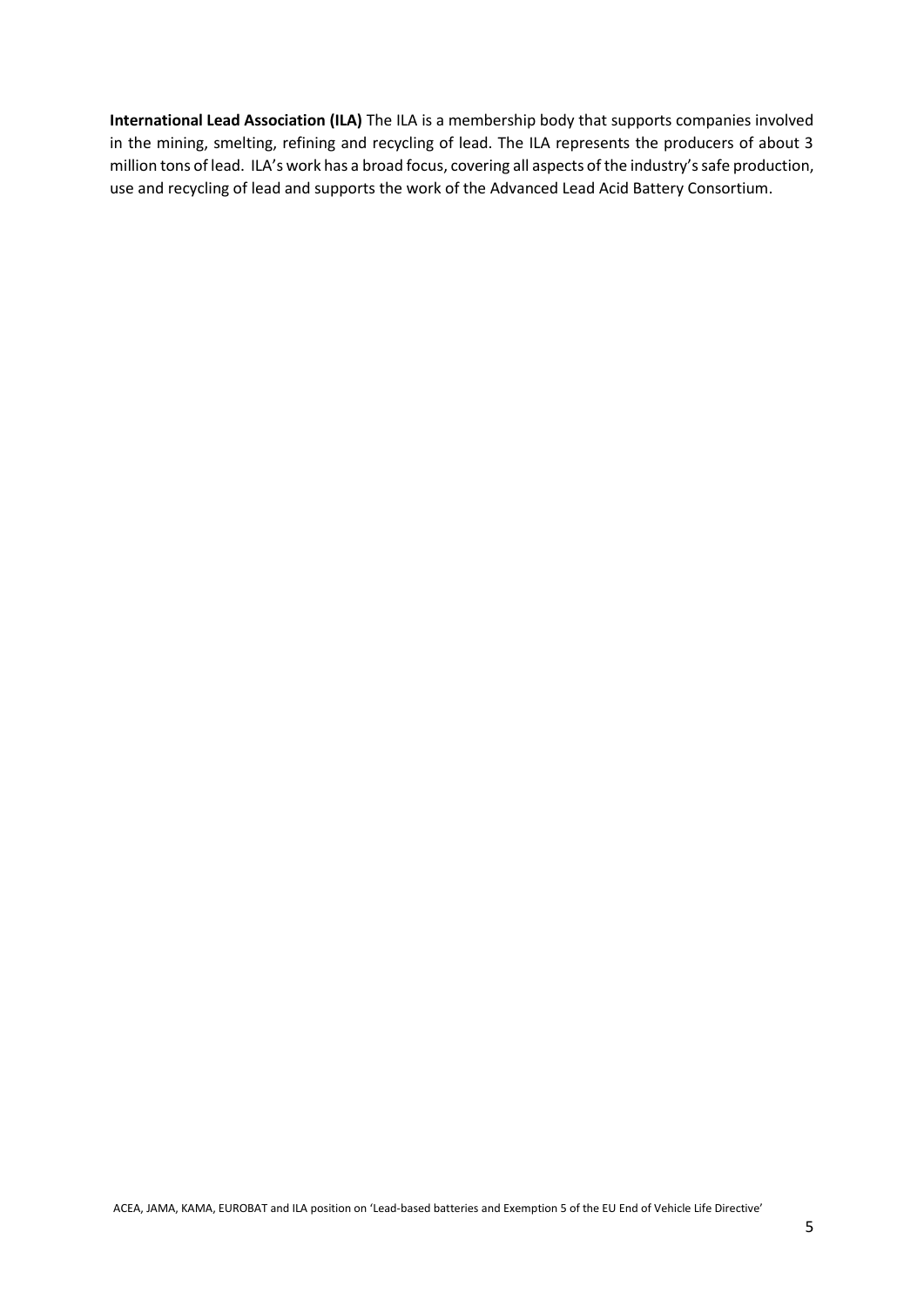**International Lead Association (ILA)** The ILA is a membership body that supports companies involved in the mining, smelting, refining and recycling of lead. The ILA represents the producers of about 3 million tons of lead. ILA's work has a broad focus, covering all aspects of the industry's safe production, use and recycling of lead and supports the work of the Advanced Lead Acid Battery Consortium.